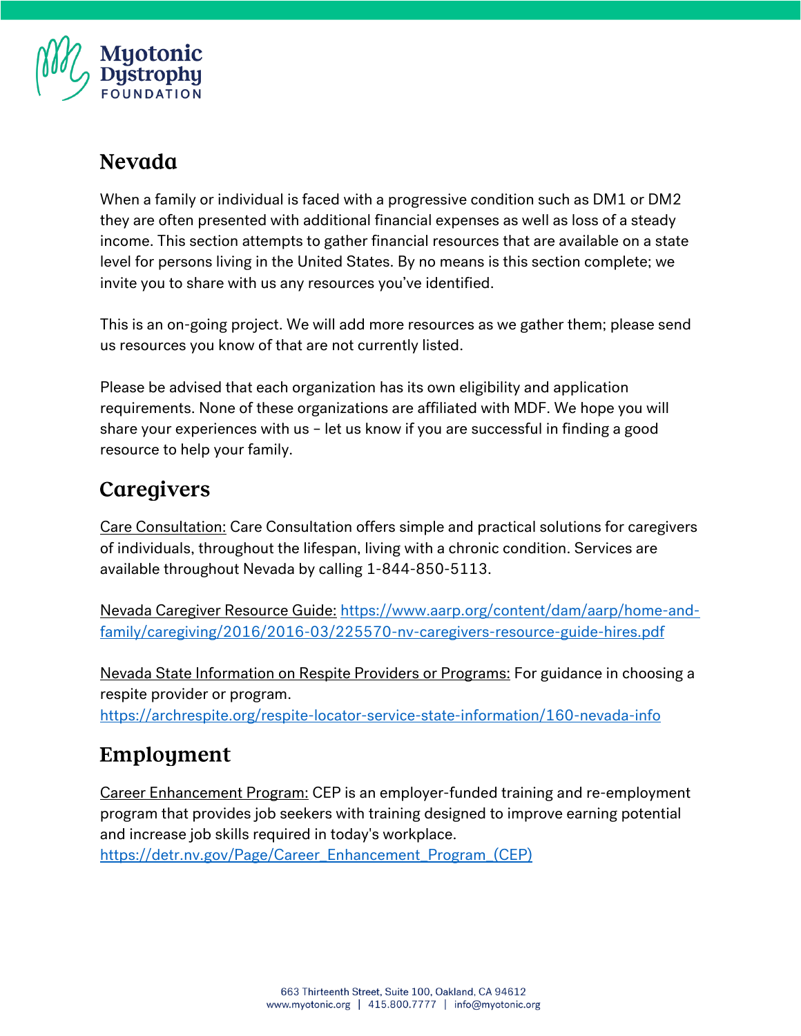# Nevada

When a family or individual is faced with a progressive condition such as DM1 or DM2 they are often presented with additional financial expenses as well as loss of a steady income. This section attempts to gather financial resources that are available on a state level for persons living in the United States. By no means is this section complete; we invite you to share with us any resources you've identified.

This is an on-going project. We will add more resources as we gather them; please send us resources you know of that are not currently listed.

Please be advised that each organization has its own eligibility and application requirements. None of these organizations are affiliated with MDF. We hope you will share your experiences with us – let us know if you are successful in finding a good resource to help your family.

## Caregivers

Care Consultation: Care Consultation offers simple and practical solutions for caregivers of individuals, throughout the lifespan, living with a chronic condition. Services are available throughout Nevada by calling 1-844-850-5113.

Nevada Caregiver Resource Guide: https://www.aarp.org/content/dam/aarp/home-and-family/caregiving/2016/2016-03/225570-nv-caregivers-resource-guide-hires.pdf

Nevada State Information on Respite Providers or Programs: For guidance in choosing a respite provider or program.
https://archrespite.org/respite-locator-service-state-information/160-nevada-info

## Employment

Career Enhancement Program: CEP is an employer-funded training and re-employment program that provides job seekers with training designed to improve earning potential and increase job skills required in today's workplace.
https://detr.nv.gov/Page/Career_Enhancement_Program_(CEP)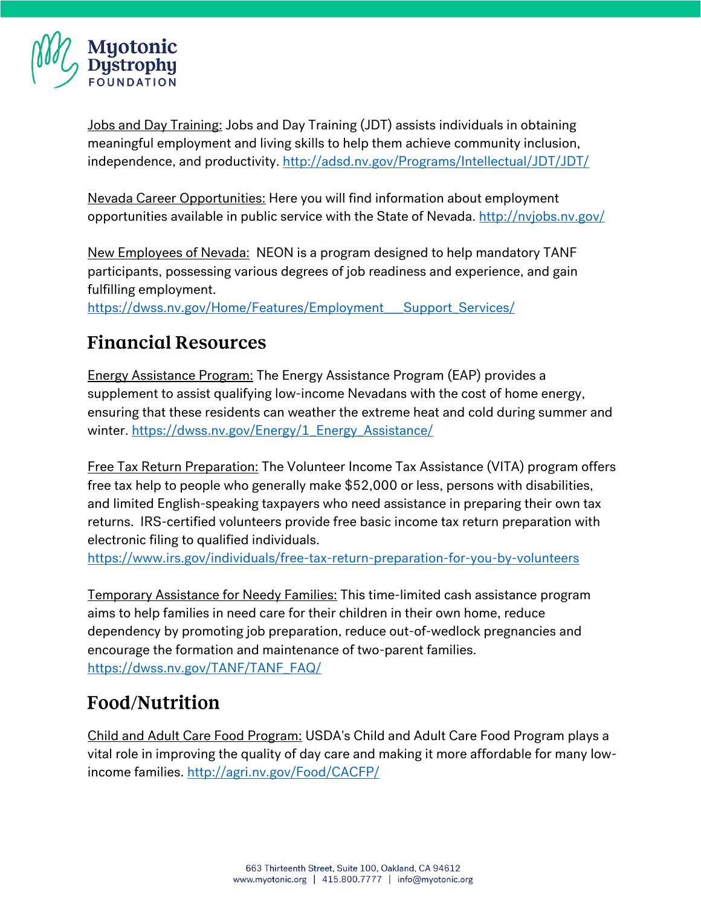Jobs and Day Training: Jobs and Day Training (JDT) assists individuals in obtaining meaningful employment and living skills to help them achieve community inclusion, independence, and productivity. http://adsd.nv.gov/Programs/Intellectual/JDT/JDT/

Nevada Career Opportunities: Here you will find information about employment opportunities available in public service with the State of Nevada. http://nvjobs.nv.gov/

New Employees of Nevada: NEON is a program designed to help mandatory TANF participants, possessing various degrees of job readiness and experience, and gain fulfilling employment.
https://dwss.nv.gov/Home/Features/Employment___Support_Services/

## Financial Resources

Energy Assistance Program: The Energy Assistance Program (EAP) provides a supplement to assist qualifying low-income Nevadans with the cost of home energy, ensuring that these residents can weather the extreme heat and cold during summer and winter. https://dwss.nv.gov/Energy/1_Energy_Assistance/

Free Tax Return Preparation: The Volunteer Income Tax Assistance (VITA) program offers free tax help to people who generally make $52,000 or less, persons with disabilities, and limited English-speaking taxpayers who need assistance in preparing their own tax returns. IRS-certified volunteers provide free basic income tax return preparation with electronic filing to qualified individuals.
https://www.irs.gov/individuals/free-tax-return-preparation-for-you-by-volunteers

Temporary Assistance for Needy Families: This time-limited cash assistance program aims to help families in need care for their children in their own home, reduce dependency by promoting job preparation, reduce out-of-wedlock pregnancies and encourage the formation and maintenance of two-parent families.
https://dwss.nv.gov/TANF/TANF_FAQ/

## Food/Nutrition

Child and Adult Care Food Program: USDA's Child and Adult Care Food Program plays a vital role in improving the quality of day care and making it more affordable for many low-income families. http://agri.nv.gov/Food/CACFP/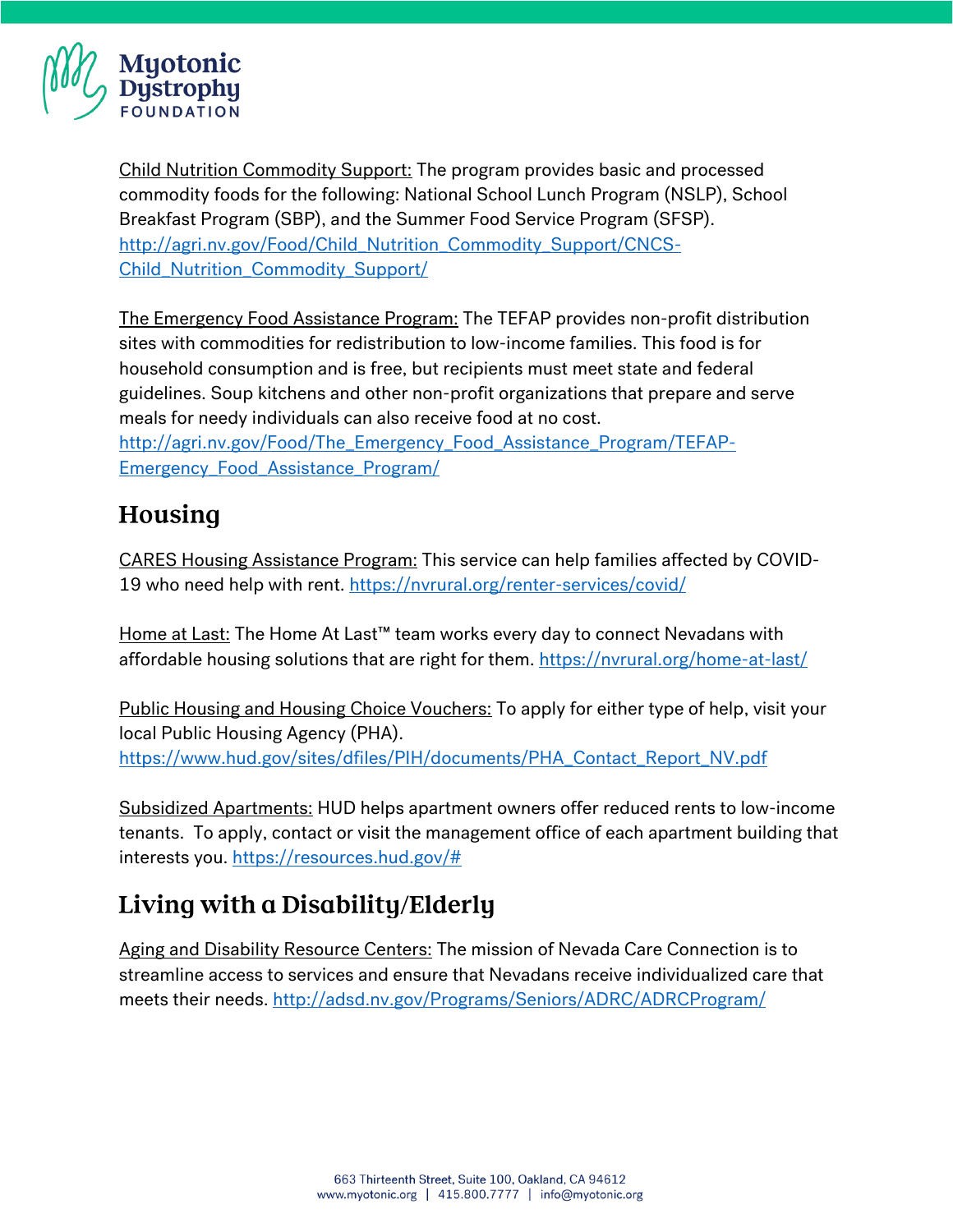Child Nutrition Commodity Support: The program provides basic and processed commodity foods for the following: National School Lunch Program (NSLP), School Breakfast Program (SBP), and the Summer Food Service Program (SFSP). http://agri.nv.gov/Food/Child_Nutrition_Commodity_Support/CNCS-Child_Nutrition_Commodity_Support/

The Emergency Food Assistance Program: The TEFAP provides non-profit distribution sites with commodities for redistribution to low-income families. This food is for household consumption and is free, but recipients must meet state and federal guidelines. Soup kitchens and other non-profit organizations that prepare and serve meals for needy individuals can also receive food at no cost. http://agri.nv.gov/Food/The_Emergency_Food_Assistance_Program/TEFAP-Emergency_Food_Assistance_Program/

## Housing

CARES Housing Assistance Program: This service can help families affected by COVID-19 who need help with rent. https://nvrural.org/renter-services/covid/

Home at Last: The Home At Last™ team works every day to connect Nevadans with affordable housing solutions that are right for them. https://nvrural.org/home-at-last/

Public Housing and Housing Choice Vouchers: To apply for either type of help, visit your local Public Housing Agency (PHA). https://www.hud.gov/sites/dfiles/PIH/documents/PHA_Contact_Report_NV.pdf

Subsidized Apartments: HUD helps apartment owners offer reduced rents to low-income tenants. To apply, contact or visit the management office of each apartment building that interests you. https://resources.hud.gov/#

## Living with a Disability/Elderly

Aging and Disability Resource Centers: The mission of Nevada Care Connection is to streamline access to services and ensure that Nevadans receive individualized care that meets their needs. http://adsd.nv.gov/Programs/Seniors/ADRC/ADRCProgram/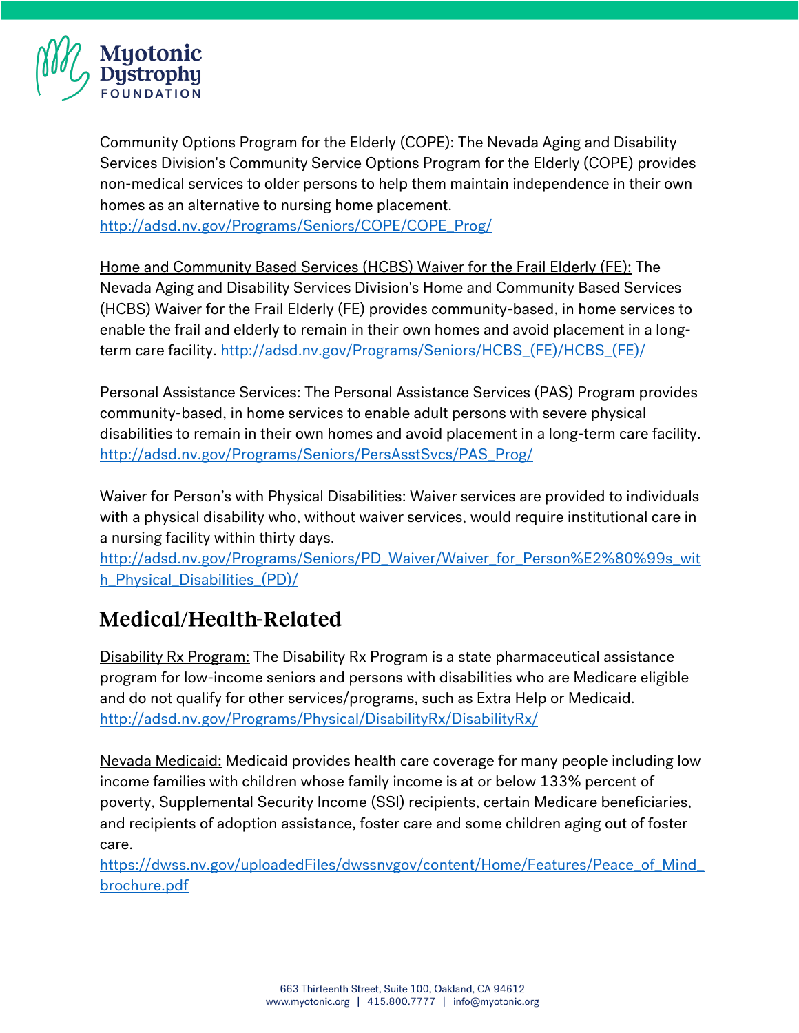Community Options Program for the Elderly (COPE): The Nevada Aging and Disability Services Division's Community Service Options Program for the Elderly (COPE) provides non-medical services to older persons to help them maintain independence in their own homes as an alternative to nursing home placement. http://adsd.nv.gov/Programs/Seniors/COPE/COPE_Prog/

Home and Community Based Services (HCBS) Waiver for the Frail Elderly (FE): The Nevada Aging and Disability Services Division's Home and Community Based Services (HCBS) Waiver for the Frail Elderly (FE) provides community-based, in home services to enable the frail and elderly to remain in their own homes and avoid placement in a long-term care facility. http://adsd.nv.gov/Programs/Seniors/HCBS_(FE)/HCBS_(FE)/

Personal Assistance Services: The Personal Assistance Services (PAS) Program provides community-based, in home services to enable adult persons with severe physical disabilities to remain in their own homes and avoid placement in a long-term care facility. http://adsd.nv.gov/Programs/Seniors/PersAsstSvcs/PAS_Prog/

Waiver for Person's with Physical Disabilities: Waiver services are provided to individuals with a physical disability who, without waiver services, would require institutional care in a nursing facility within thirty days. http://adsd.nv.gov/Programs/Seniors/PD_Waiver/Waiver_for_Person%E2%80%99s_with_Physical_Disabilities_(PD)/

## Medical/Health-Related

Disability Rx Program: The Disability Rx Program is a state pharmaceutical assistance program for low-income seniors and persons with disabilities who are Medicare eligible and do not qualify for other services/programs, such as Extra Help or Medicaid. http://adsd.nv.gov/Programs/Physical/DisabilityRx/DisabilityRx/

Nevada Medicaid: Medicaid provides health care coverage for many people including low income families with children whose family income is at or below 133% percent of poverty, Supplemental Security Income (SSI) recipients, certain Medicare beneficiaries, and recipients of adoption assistance, foster care and some children aging out of foster care. https://dwss.nv.gov/uploadedFiles/dwssnvgov/content/Home/Features/Peace_of_Mind_brochure.pdf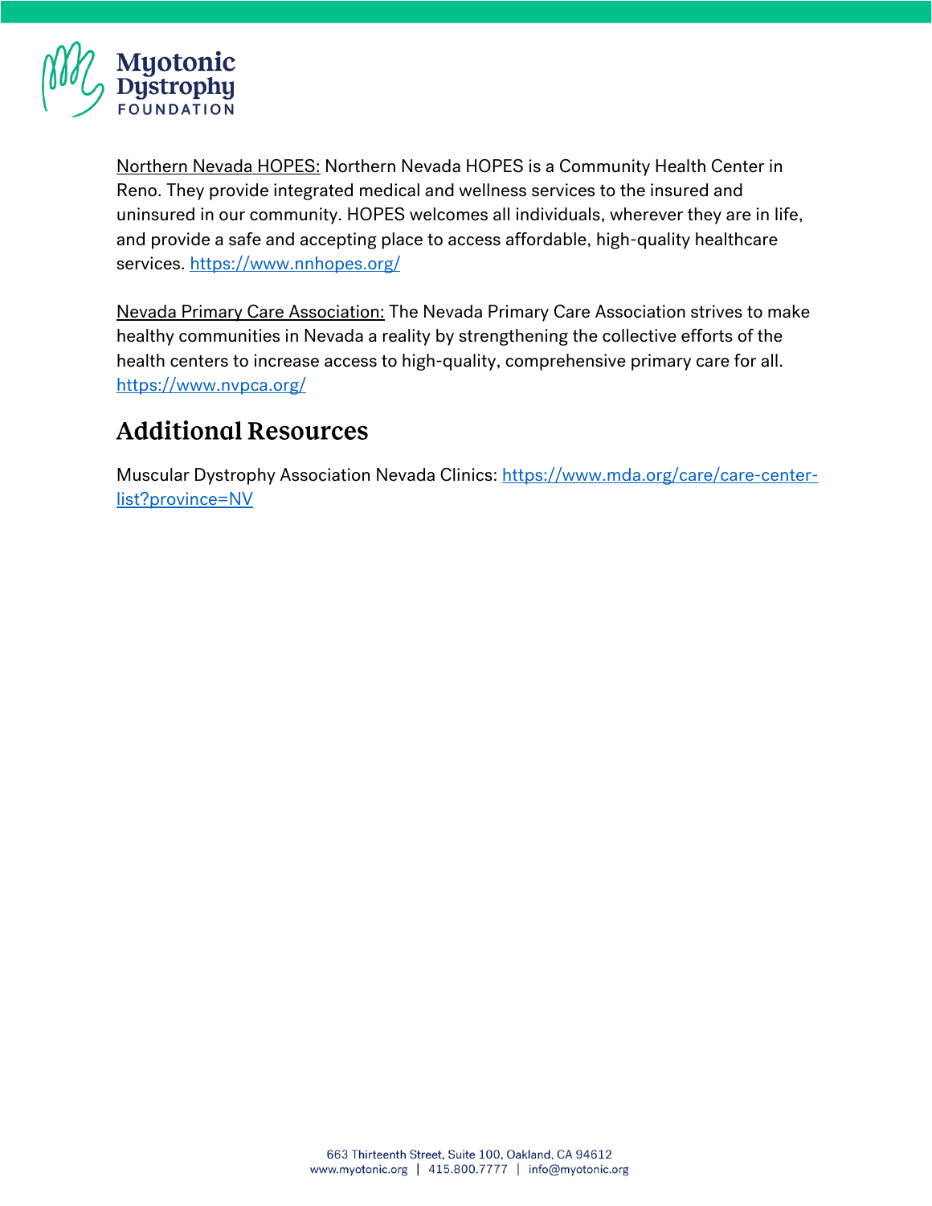Northern Nevada HOPES: Northern Nevada HOPES is a Community Health Center in Reno. They provide integrated medical and wellness services to the insured and uninsured in our community. HOPES welcomes all individuals, wherever they are in life, and provide a safe and accepting place to access affordable, high-quality healthcare services. https://www.nnhopes.org/

Nevada Primary Care Association: The Nevada Primary Care Association strives to make healthy communities in Nevada a reality by strengthening the collective efforts of the health centers to increase access to high-quality, comprehensive primary care for all. https://www.nvpca.org/

## Additional Resources

Muscular Dystrophy Association Nevada Clinics: https://www.mda.org/care/care-center-list?province=NV